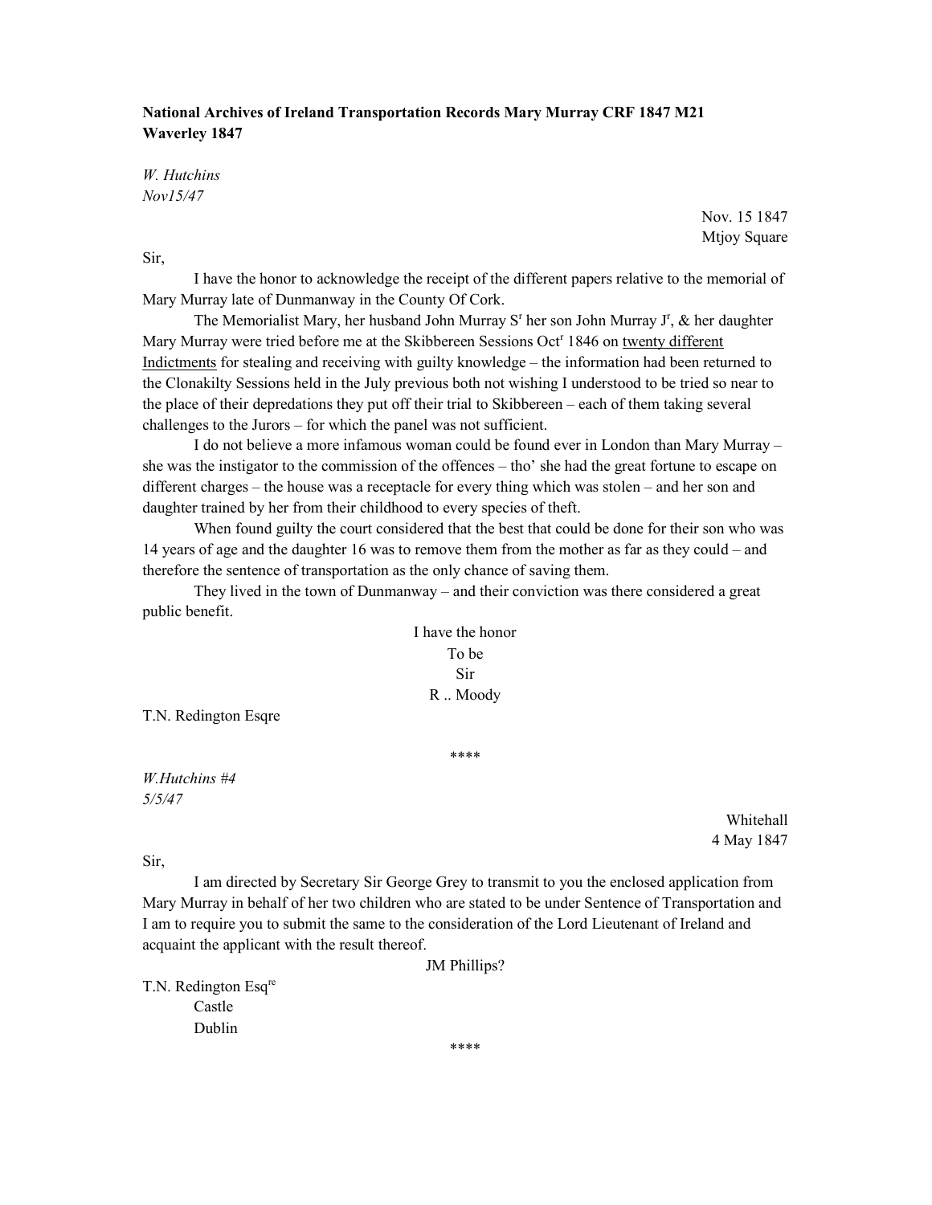**National Archives of Ireland Transportation Records Mary Murray CRF 1847 M21 Waverley 1847**

*W. Hutchins*
*Nov15/47*

Nov. 15 1847
Mtjoy Square

Sir,

I have the honor to acknowledge the receipt of the different papers relative to the memorial of Mary Murray late of Dunmanway in the County Of Cork.

The Memorialist Mary, her husband John Murray S[r] her son John Murray J[r], & her daughter Mary Murray were tried before me at the Skibbereen Sessions Oct[r] 1846 on <u>twenty different Indictments</u> for stealing and receiving with guilty knowledge – the information had been returned to the Clonakilty Sessions held in the July previous both not wishing I understood to be tried so near to the place of their depredations they put off their trial to Skibbereen – each of them taking several challenges to the Jurors – for which the panel was not sufficient.

I do not believe a more infamous woman could be found ever in London than Mary Murray – she was the instigator to the commission of the offences – tho' she had the great fortune to escape on different charges – the house was a receptacle for every thing which was stolen – and her son and daughter trained by her from their childhood to every species of theft.

When found guilty the court considered that the best that could be done for their son who was 14 years of age and the daughter 16 was to remove them from the mother as far as they could – and therefore the sentence of transportation as the only chance of saving them.

They lived in the town of Dunmanway – and their conviction was there considered a great public benefit.

I have the honor
To be
Sir
R .. Moody

T.N. Redington Esqre

\*\*\*\*

*W.Hutchins #4*
*5/5/47*

Whitehall
4 May 1847

Sir,

I am directed by Secretary Sir George Grey to transmit to you the enclosed application from Mary Murray in behalf of her two children who are stated to be under Sentence of Transportation and I am to require you to submit the same to the consideration of the Lord Lieutenant of Ireland and acquaint the applicant with the result thereof.

JM Phillips?

T.N. Redington Esq[re]
Castle
Dublin

\*\*\*\*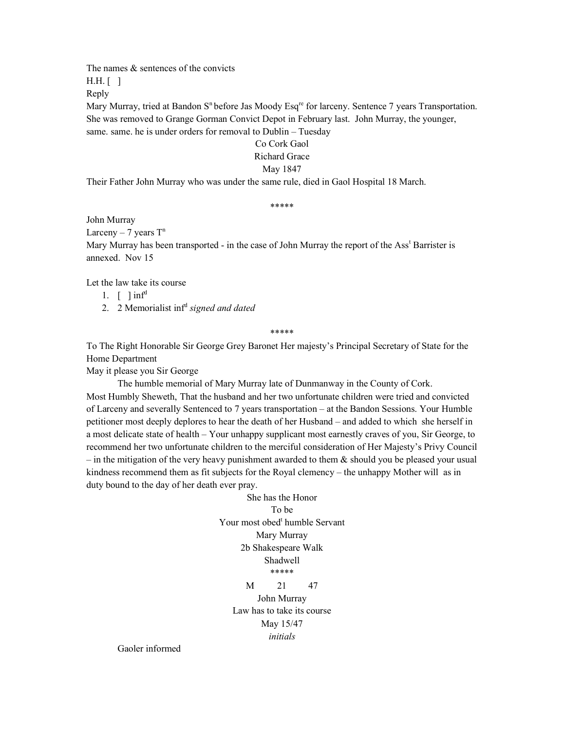The names & sentences of the convicts

H.H. [ ]

Reply

Mary Murray, tried at Bandon S[n] before Jas Moody Esq[re] for larceny. Sentence 7 years Transportation. She was removed to Grange Gorman Convict Depot in February last. John Murray, the younger, same. same. he is under orders for removal to Dublin – Tuesday

Co Cork Gaol

Richard Grace

May 1847

Their Father John Murray who was under the same rule, died in Gaol Hospital 18 March.

*****

John Murray

Larceny – 7 years T[n]

Mary Murray has been transported - in the case of John Murray the report of the Ass[t] Barrister is annexed. Nov 15

Let the law take its course

1. [ ] inf[d]
2. 2 Memorialist inf[d] *signed and dated*

*****

To The Right Honorable Sir George Grey Baronet Her majesty's Principal Secretary of State for the Home Department

May it please you Sir George

The humble memorial of Mary Murray late of Dunmanway in the County of Cork.

Most Humbly Sheweth, That the husband and her two unfortunate children were tried and convicted of Larceny and severally Sentenced to 7 years transportation – at the Bandon Sessions. Your Humble petitioner most deeply deplores to hear the death of her Husband – and added to which she herself in a most delicate state of health – Your unhappy supplicant most earnestly craves of you, Sir George, to recommend her two unfortunate children to the merciful consideration of Her Majesty's Privy Council – in the mitigation of the very heavy punishment awarded to them & should you be pleased your usual kindness recommend them as fit subjects for the Royal clemency – the unhappy Mother will as in duty bound to the day of her death ever pray.

She has the Honor

To be

Your most obed[t] humble Servant

Mary Murray

2b Shakespeare Walk

Shadwell

*****

M 21 47

John Murray

Law has to take its course

May 15/47

*initials*

Gaoler informed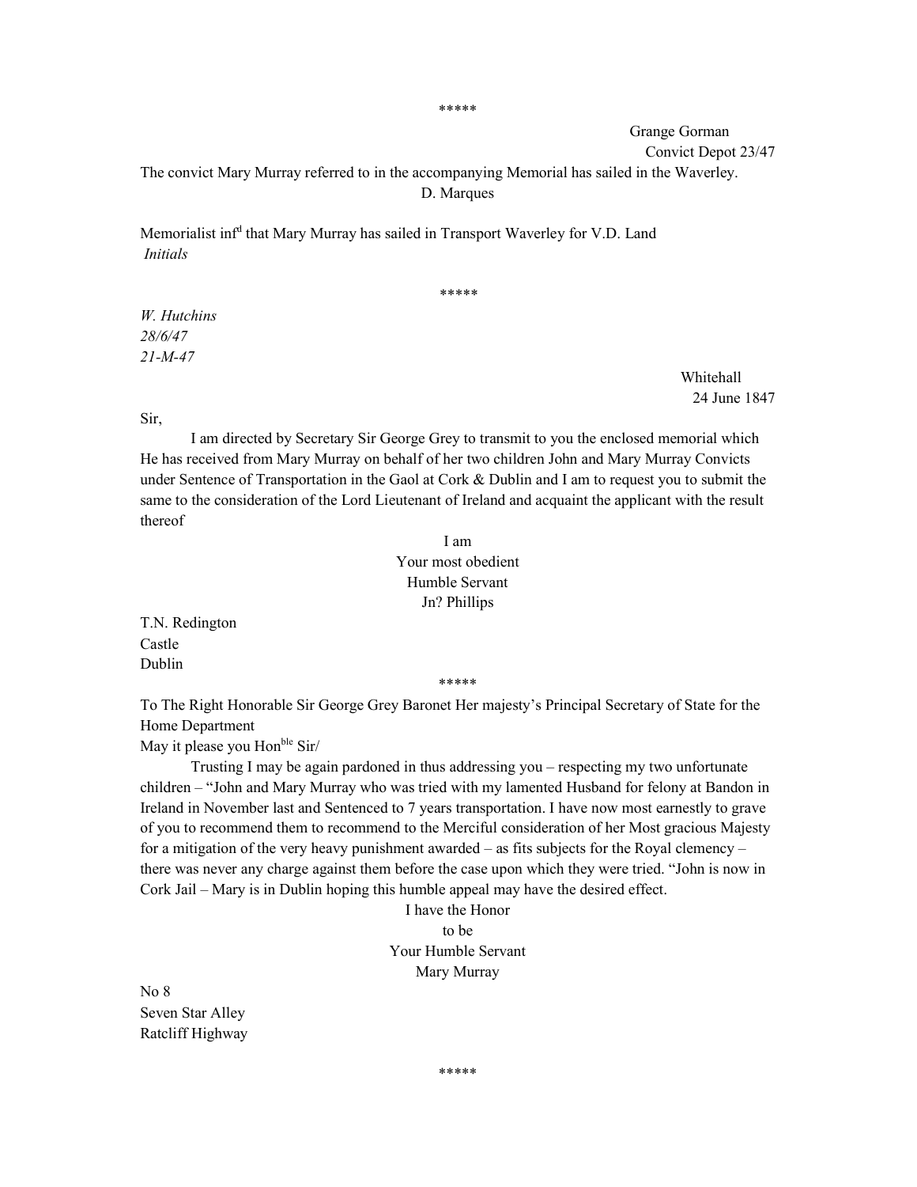*****

Grange Gorman
Convict Depot 23/47

The convict Mary Murray referred to in the accompanying Memorial has sailed in the Waverley.

D. Marques

Memorialist inf[d] that Mary Murray has sailed in Transport Waverley for V.D. Land
*Initials*

*****

*W. Hutchins*
*28/6/47*
*21-M-47*

Whitehall
24 June 1847

Sir,

I am directed by Secretary Sir George Grey to transmit to you the enclosed memorial which He has received from Mary Murray on behalf of her two children John and Mary Murray Convicts under Sentence of Transportation in the Gaol at Cork & Dublin and I am to request you to submit the same to the consideration of the Lord Lieutenant of Ireland and acquaint the applicant with the result thereof

I am
Your most obedient
Humble Servant
Jn? Phillips

T.N. Redington
Castle
Dublin

*****

To The Right Honorable Sir George Grey Baronet Her majesty's Principal Secretary of State for the Home Department

May it please you Hon[ble] Sir/

Trusting I may be again pardoned in thus addressing you – respecting my two unfortunate children – "John and Mary Murray who was tried with my lamented Husband for felony at Bandon in Ireland in November last and Sentenced to 7 years transportation. I have now most earnestly to grave of you to recommend them to recommend to the Merciful consideration of her Most gracious Majesty for a mitigation of the very heavy punishment awarded – as fits subjects for the Royal clemency – there was never any charge against them before the case upon which they were tried. "John is now in Cork Jail – Mary is in Dublin hoping this humble appeal may have the desired effect.

I have the Honor
to be
Your Humble Servant
Mary Murray

No 8
Seven Star Alley
Ratcliff Highway

*****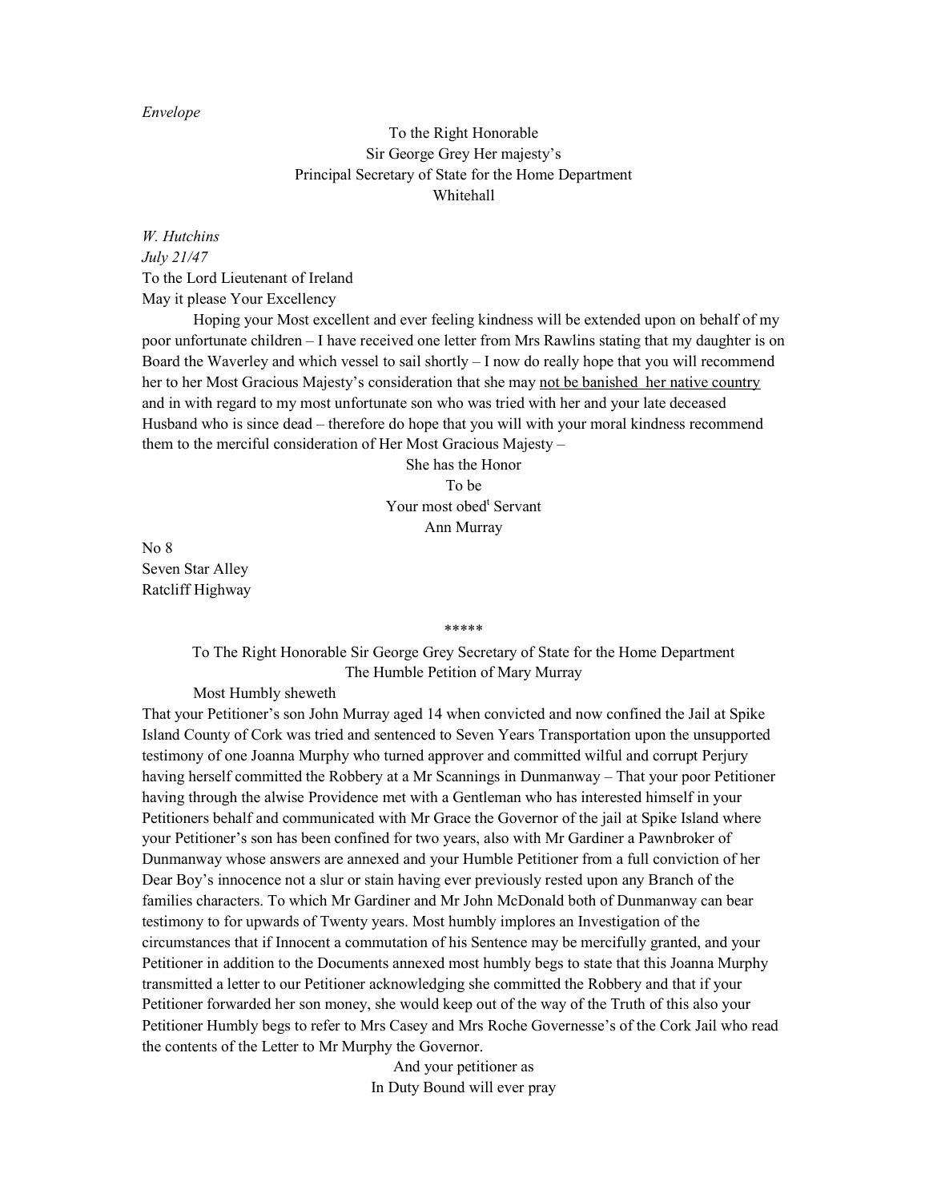*Envelope*

To the Right Honorable
Sir George Grey Her majesty's
Principal Secretary of State for the Home Department
Whitehall

*W. Hutchins*
*July 21/47*
To the Lord Lieutenant of Ireland
May it please Your Excellency

Hoping your Most excellent and ever feeling kindness will be extended upon on behalf of my poor unfortunate children – I have received one letter from Mrs Rawlins stating that my daughter is on Board the Waverley and which vessel to sail shortly – I now do really hope that you will recommend her to her Most Gracious Majesty's consideration that she may <u>not be banished her native country</u> and in with regard to my most unfortunate son who was tried with her and your late deceased Husband who is since dead – therefore do hope that you will with your moral kindness recommend them to the merciful consideration of Her Most Gracious Majesty –

She has the Honor
To be
Your most obed[t] Servant
Ann Murray

No 8
Seven Star Alley
Ratcliff Highway

*****

To The Right Honorable Sir George Grey Secretary of State for the Home Department
The Humble Petition of Mary Murray

Most Humbly sheweth

That your Petitioner's son John Murray aged 14 when convicted and now confined the Jail at Spike Island County of Cork was tried and sentenced to Seven Years Transportation upon the unsupported testimony of one Joanna Murphy who turned approver and committed wilful and corrupt Perjury having herself committed the Robbery at a Mr Scannings in Dunmanway – That your poor Petitioner having through the alwise Providence met with a Gentleman who has interested himself in your Petitioners behalf and communicated with Mr Grace the Governor of the jail at Spike Island where your Petitioner's son has been confined for two years, also with Mr Gardiner a Pawnbroker of Dunmanway whose answers are annexed and your Humble Petitioner from a full conviction of her Dear Boy's innocence not a slur or stain having ever previously rested upon any Branch of the families characters. To which Mr Gardiner and Mr John McDonald both of Dunmanway can bear testimony to for upwards of Twenty years. Most humbly implores an Investigation of the circumstances that if Innocent a commutation of his Sentence may be mercifully granted, and your Petitioner in addition to the Documents annexed most humbly begs to state that this Joanna Murphy transmitted a letter to our Petitioner acknowledging she committed the Robbery and that if your Petitioner forwarded her son money, she would keep out of the way of the Truth of this also your Petitioner Humbly begs to refer to Mrs Casey and Mrs Roche Governesse's of the Cork Jail who read the contents of the Letter to Mr Murphy the Governor.

And your petitioner as
In Duty Bound will ever pray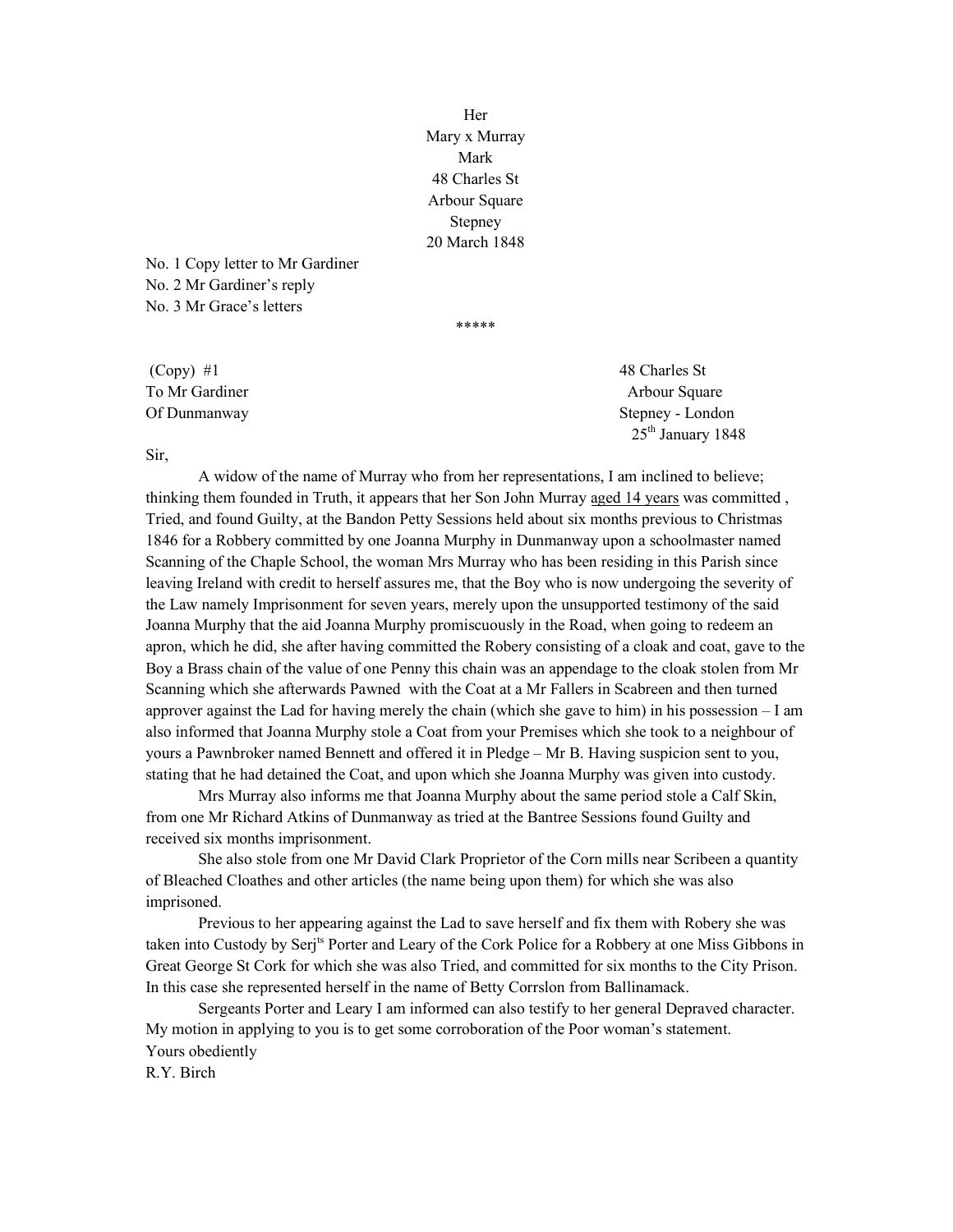Her
Mary x Murray
Mark
48 Charles St
Arbour Square
Stepney
20 March 1848

No. 1 Copy letter to Mr Gardiner
No. 2 Mr Gardiner's reply
No. 3 Mr Grace's letters

*****

(Copy) #1
To Mr Gardiner
Of Dunmanway

48 Charles St
Arbour Square
Stepney - London
25th January 1848

Sir,

A widow of the name of Murray who from her representations, I am inclined to believe; thinking them founded in Truth, it appears that her Son John Murray aged 14 years was committed , Tried, and found Guilty, at the Bandon Petty Sessions held about six months previous to Christmas 1846 for a Robbery committed by one Joanna Murphy in Dunmanway upon a schoolmaster named Scanning of the Chaple School, the woman Mrs Murray who has been residing in this Parish since leaving Ireland with credit to herself assures me, that the Boy who is now undergoing the severity of the Law namely Imprisonment for seven years, merely upon the unsupported testimony of the said Joanna Murphy that the aid Joanna Murphy promiscuously in the Road, when going to redeem an apron, which he did, she after having committed the Robery consisting of a cloak and coat, gave to the Boy a Brass chain of the value of one Penny this chain was an appendage to the cloak stolen from Mr Scanning which she afterwards Pawned with the Coat at a Mr Fallers in Scabreen and then turned approver against the Lad for having merely the chain (which she gave to him) in his possession – I am also informed that Joanna Murphy stole a Coat from your Premises which she took to a neighbour of yours a Pawnbroker named Bennett and offered it in Pledge – Mr B. Having suspicion sent to you, stating that he had detained the Coat, and upon which she Joanna Murphy was given into custody.

Mrs Murray also informs me that Joanna Murphy about the same period stole a Calf Skin, from one Mr Richard Atkins of Dunmanway as tried at the Bantree Sessions found Guilty and received six months imprisonment.

She also stole from one Mr David Clark Proprietor of the Corn mills near Scribeen a quantity of Bleached Cloathes and other articles (the name being upon them) for which she was also imprisoned.

Previous to her appearing against the Lad to save herself and fix them with Robery she was taken into Custody by Serjts Porter and Leary of the Cork Police for a Robbery at one Miss Gibbons in Great George St Cork for which she was also Tried, and committed for six months to the City Prison. In this case she represented herself in the name of Betty Corrslon from Ballinamack.

Sergeants Porter and Leary I am informed can also testify to her general Depraved character. My motion in applying to you is to get some corroboration of the Poor woman's statement.

Yours obediently
R.Y. Birch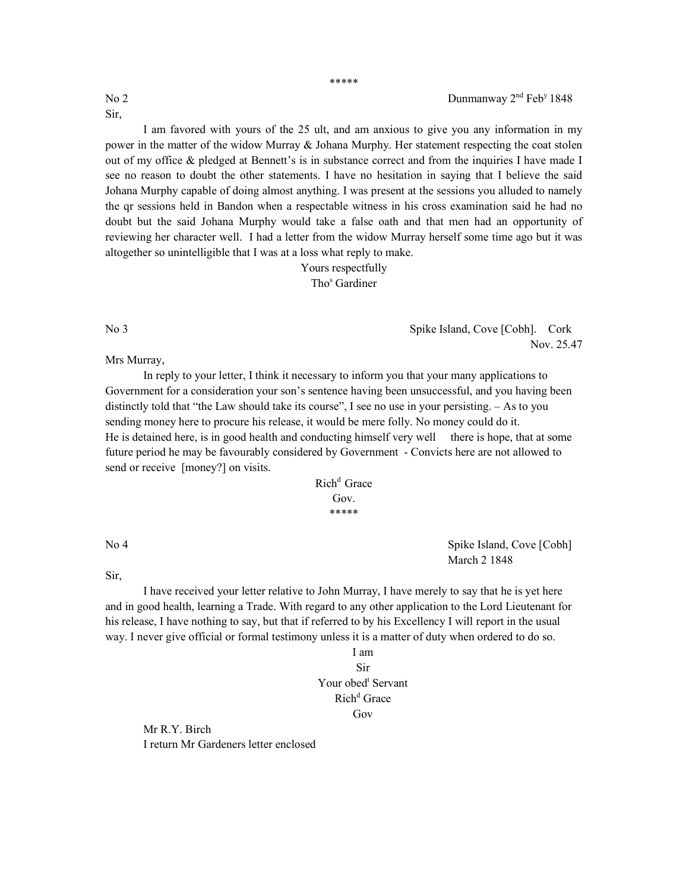\*\*\*\*\*

No 2 Dunmanway 2nd Feby 1848

Sir,

I am favored with yours of the 25 ult, and am anxious to give you any information in my power in the matter of the widow Murray & Johana Murphy. Her statement respecting the coat stolen out of my office & pledged at Bennett's is in substance correct and from the inquiries I have made I see no reason to doubt the other statements. I have no hesitation in saying that I believe the said Johana Murphy capable of doing almost anything. I was present at the sessions you alluded to namely the qr sessions held in Bandon when a respectable witness in his cross examination said he had no doubt but the said Johana Murphy would take a false oath and that men had an opportunity of reviewing her character well. I had a letter from the widow Murray herself some time ago but it was altogether so unintelligible that I was at a loss what reply to make.

Yours respectfully
Thos Gardiner

No 3 Spike Island, Cove [Cobh]. Cork
Nov. 25.47

Mrs Murray,

In reply to your letter, I think it necessary to inform you that your many applications to Government for a consideration your son's sentence having been unsuccessful, and you having been distinctly told that "the Law should take its course", I see no use in your persisting. – As to you sending money here to procure his release, it would be mere folly. No money could do it. He is detained here, is in good health and conducting himself very well there is hope, that at some future period he may be favourably considered by Government - Convicts here are not allowed to send or receive [money?] on visits.

Richd Grace
Gov.

\*\*\*\*\*

No 4 Spike Island, Cove [Cobh]
March 2 1848

Sir,

I have received your letter relative to John Murray, I have merely to say that he is yet here and in good health, learning a Trade. With regard to any other application to the Lord Lieutenant for his release, I have nothing to say, but that if referred to by his Excellency I will report in the usual way. I never give official or formal testimony unless it is a matter of duty when ordered to do so.

I am
Sir
Your obedt Servant
Richd Grace
Gov

Mr R.Y. Birch
I return Mr Gardeners letter enclosed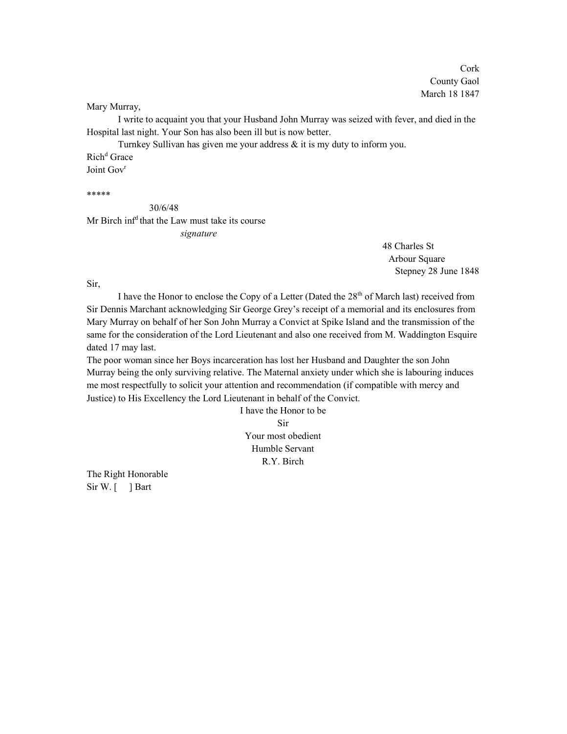Cork
County Gaol
March 18 1847

Mary Murray,

I write to acquaint you that your Husband John Murray was seized with fever, and died in the Hospital last night. Your Son has also been ill but is now better.

Turnkey Sullivan has given me your address & it is my duty to inform you.

Rich[d] Grace
Joint Gov[r]

*****

30/6/48
Mr Birch inf[d] that the Law must take its course
*signature*

48 Charles St
Arbour Square
Stepney 28 June 1848

Sir,

I have the Honor to enclose the Copy of a Letter (Dated the 28[th] of March last) received from Sir Dennis Marchant acknowledging Sir George Grey's receipt of a memorial and its enclosures from Mary Murray on behalf of her Son John Murray a Convict at Spike Island and the transmission of the same for the consideration of the Lord Lieutenant and also one received from M. Waddington Esquire dated 17 may last.

The poor woman since her Boys incarceration has lost her Husband and Daughter the son John Murray being the only surviving relative. The Maternal anxiety under which she is labouring induces me most respectfully to solicit your attention and recommendation (if compatible with mercy and Justice) to His Excellency the Lord Lieutenant in behalf of the Convict.

I have the Honor to be
Sir
Your most obedient
Humble Servant
R.Y. Birch

The Right Honorable
Sir W. [ ] Bart